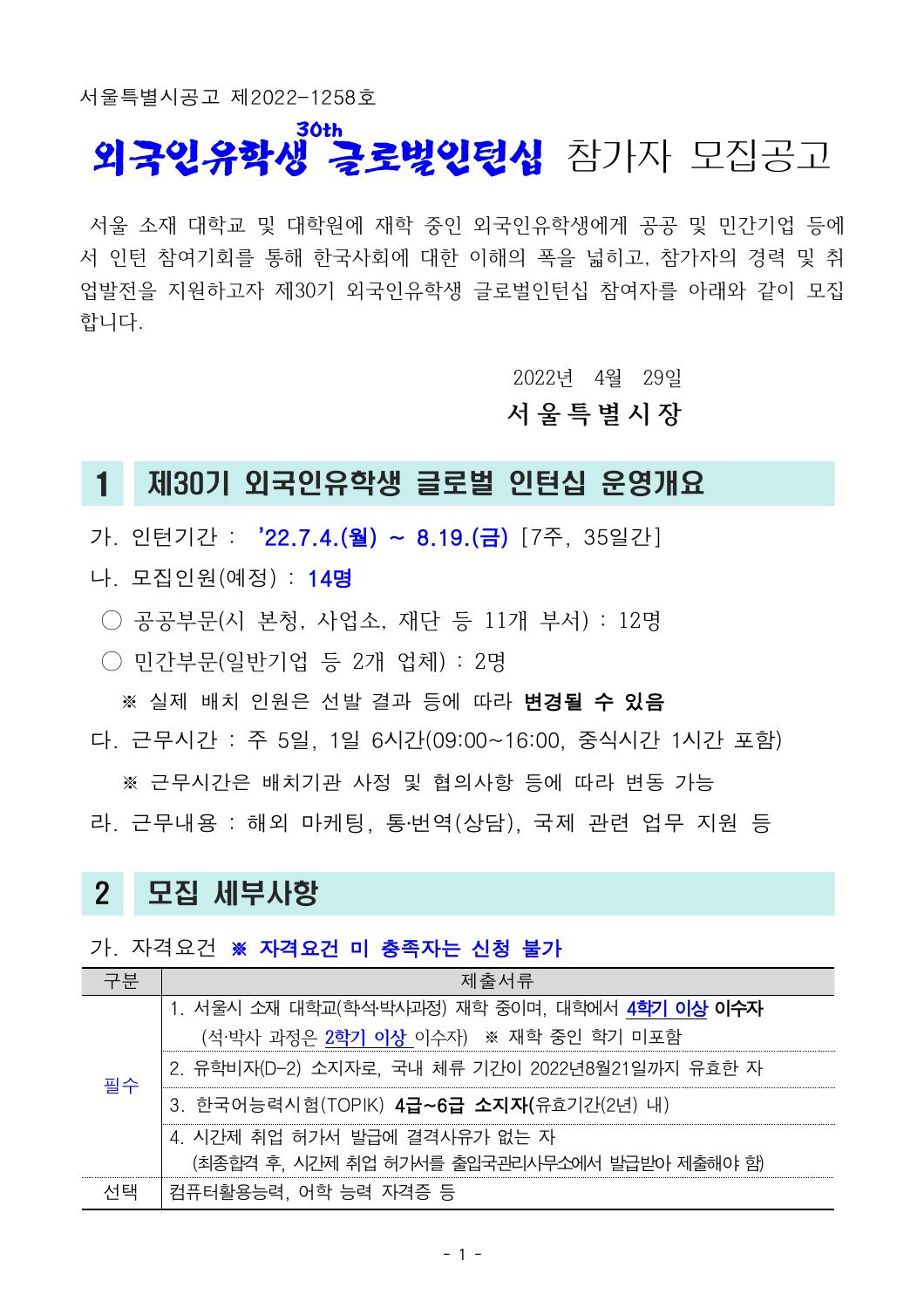서울특별시공고 제2022-1258호

# 외국인유학생 30th 글로벌인턴십 참가자 모집공고

서울 소재 대학교 및 대학원에 재학 중인 외국인유학생에게 공공 및 민간기업 등에서 인턴 참여기회를 통해 한국사회에 대한 이해의 폭을 넓히고, 참가자의 경력 및 취업발전을 지원하고자 제30기 외국인유학생 글로벌인턴십 참여자를 아래와 같이 모집합니다.

2022년 4월 29일

**서 울 특 별 시 장**

## 1 제30기 외국인유학생 글로벌 인턴십 운영개요

가. 인턴기간 : **'22.7.4.(월) ~ 8.19.(금)** [7주, 35일간]

나. 모집인원(예정) : **14명**

- ○ 공공부문(시 본청, 사업소, 재단 등 11개 부서) : 12명
- ○ 민간부문(일반기업 등 2개 업체) : 2명

※ 실제 배치 인원은 선발 결과 등에 따라 **변경될 수 있음**

다. 근무시간 : 주 5일, 1일 6시간(09:00~16:00, 중식시간 1시간 포함)

※ 근무시간은 배치기관 사정 및 협의사항 등에 따라 변동 가능

라. 근무내용 : 해외 마케팅, 통·번역(상담), 국제 관련 업무 지원 등

## 2 모집 세부사항

가. 자격요건 **※ 자격요건 미 충족자는 신청 불가**

| 구분 | 제출서류 |
|---|---|
| 필수 | 1. 서울시 소재 대학교(학석·박사과정) 재학 중이며, 대학에서 4학기 이상 **이수자** (석·박사 과정은 2학기 이상 이수자) ※ 재학 중인 학기 미포함 |
| | 2. 유학비자(D-2) 소지자로, 국내 체류 기간이 2022년8월21일까지 유효한 자 |
| | 3. 한국어능력시험(TOPIK) **4급~6급 소지자(**유효기간(2년) 내) |
| | 4. 시간제 취업 허가서 발급에 결격사유가 없는 자 (최종합격 후, 시간제 취업 허가서를 출입국관리사무소에서 발급받아 제출해야 함) |
| 선택 | 컴퓨터활용능력, 어학 능력 자격증 등 |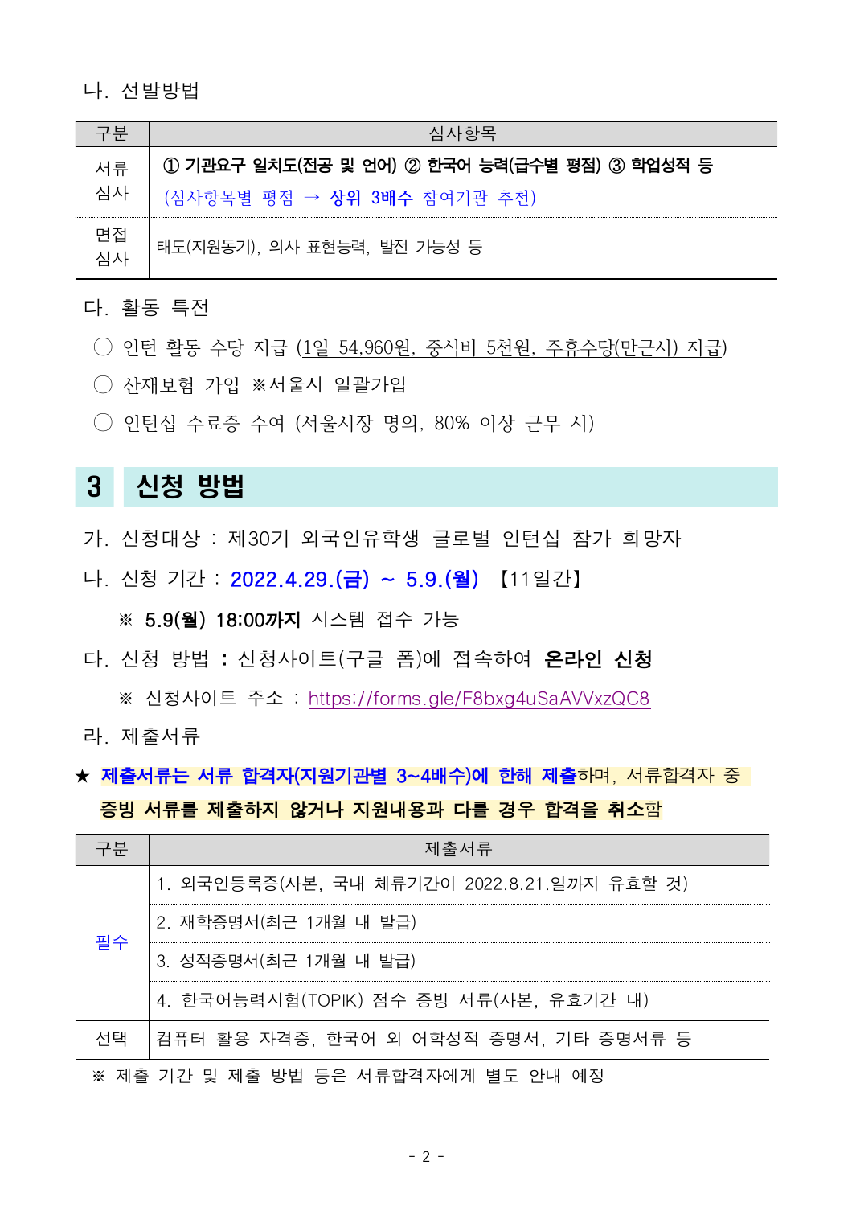나. 선발방법

| 구분 | 심사항목 |
|---|---|
| 서류 심사 | **① 기관요구 일치도(전공 및 언어) ② 한국어 능력(급수별 평점) ③ 학업성적 등**<br>(심사항목별 평점 → 상위 3배수 참여기관 추천) |
| 면접 심사 | 태도(지원동기), 의사 표현능력, 발전 가능성 등 |

다. 활동 특전

◯ 인턴 활동 수당 지급 (1일 54,960원, 중식비 5천원, 주휴수당(만근시) 지급)

◯ 산재보험 가입 ※서울시 일괄가입

◯ 인턴십 수료증 수여 (서울시장 명의, 80% 이상 근무 시)

## 3 신청 방법

가. 신청대상 : 제30기 외국인유학생 글로벌 인턴십 참가 희망자

나. 신청 기간 : **2022.4.29.(금) ~ 5.9.(월)** 【11일간】

※ **5.9(월) 18:00까지** 시스템 접수 가능

다. 신청 방법 : 신청사이트(구글 폼)에 접속하여 **온라인 신청**

※ 신청사이트 주소 : https://forms.gle/F8bxg4uSaAVVxzQC8

라. 제출서류

★ **제출서류는 서류 합격자(지원기관별 3~4배수)에 한해 제출**하며, 서류합격자 중 **증빙 서류를 제출하지 않거나 지원내용과 다를 경우 합격을 취소**함

| 구분 | 제출서류 |
|---|---|
| 필수 | 1. 외국인등록증(사본, 국내 체류기간이 2022.8.21.일까지 유효할 것) |
| | 2. 재학증명서(최근 1개월 내 발급) |
| | 3. 성적증명서(최근 1개월 내 발급) |
| | 4. 한국어능력시험(TOPIK) 점수 증빙 서류(사본, 유효기간 내) |
| 선택 | 컴퓨터 활용 자격증, 한국어 외 어학성적 증명서, 기타 증명서류 등 |

※ 제출 기간 및 제출 방법 등은 서류합격자에게 별도 안내 예정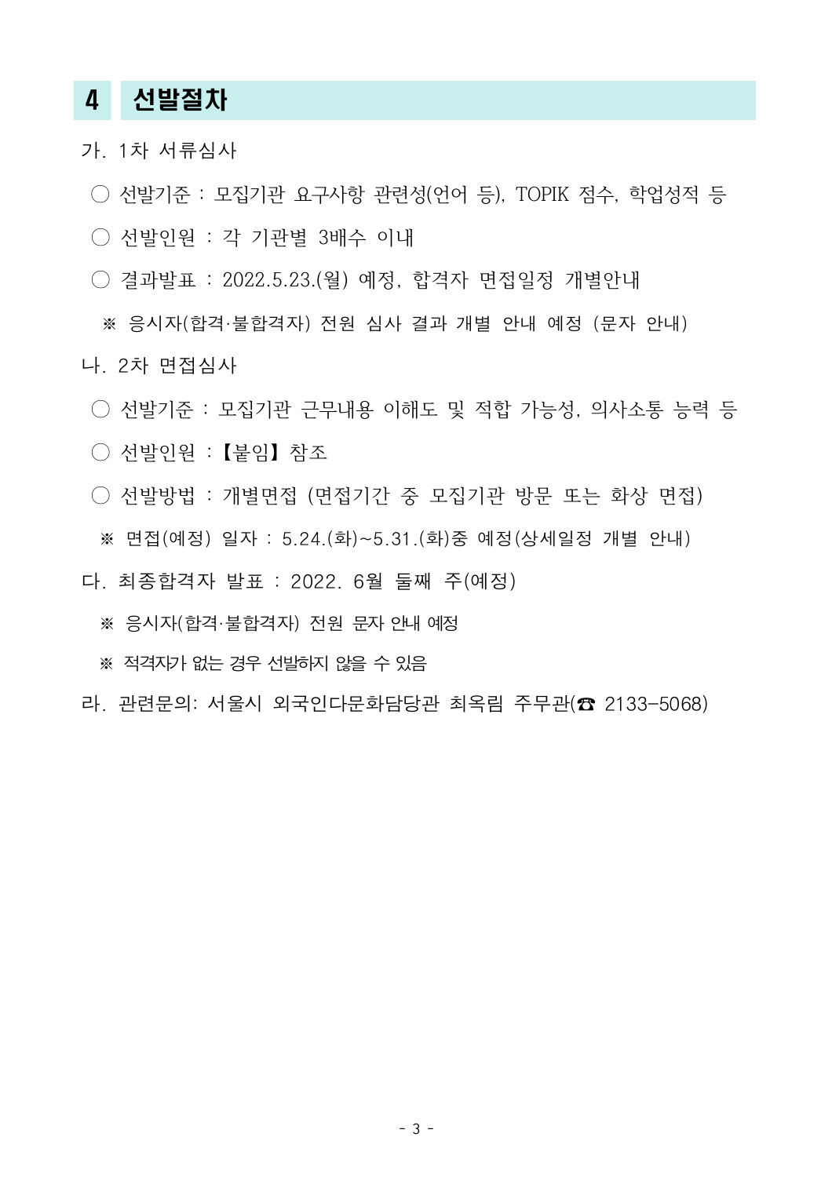## 4 선발절차

가. 1차 서류심사

○ 선발기준 : 모집기관 요구사항 관련성(언어 등), TOPIK 점수, 학업성적 등

○ 선발인원 : 각 기관별 3배수 이내

○ 결과발표 : 2022.5.23.(월) 예정, 합격자 면접일정 개별안내

※ 응시자(합격·불합격자) 전원 심사 결과 개별 안내 예정 (문자 안내)

나. 2차 면접심사

○ 선발기준 : 모집기관 근무내용 이해도 및 적합 가능성, 의사소통 능력 등

○ 선발인원 :【붙임】참조

○ 선발방법 : 개별면접 (면접기간 중 모집기관 방문 또는 화상 면접)

※ 면접(예정) 일자 : 5.24.(화)~5.31.(화)중 예정(상세일정 개별 안내)

다. 최종합격자 발표 : 2022. 6월 둘째 주(예정)

※ 응시자(합격·불합격자) 전원 문자 안내 예정

※ 적격자가 없는 경우 선발하지 않을 수 있음

라. 관련문의: 서울시 외국인다문화담당관 최옥림 주무관(☎ 2133-5068)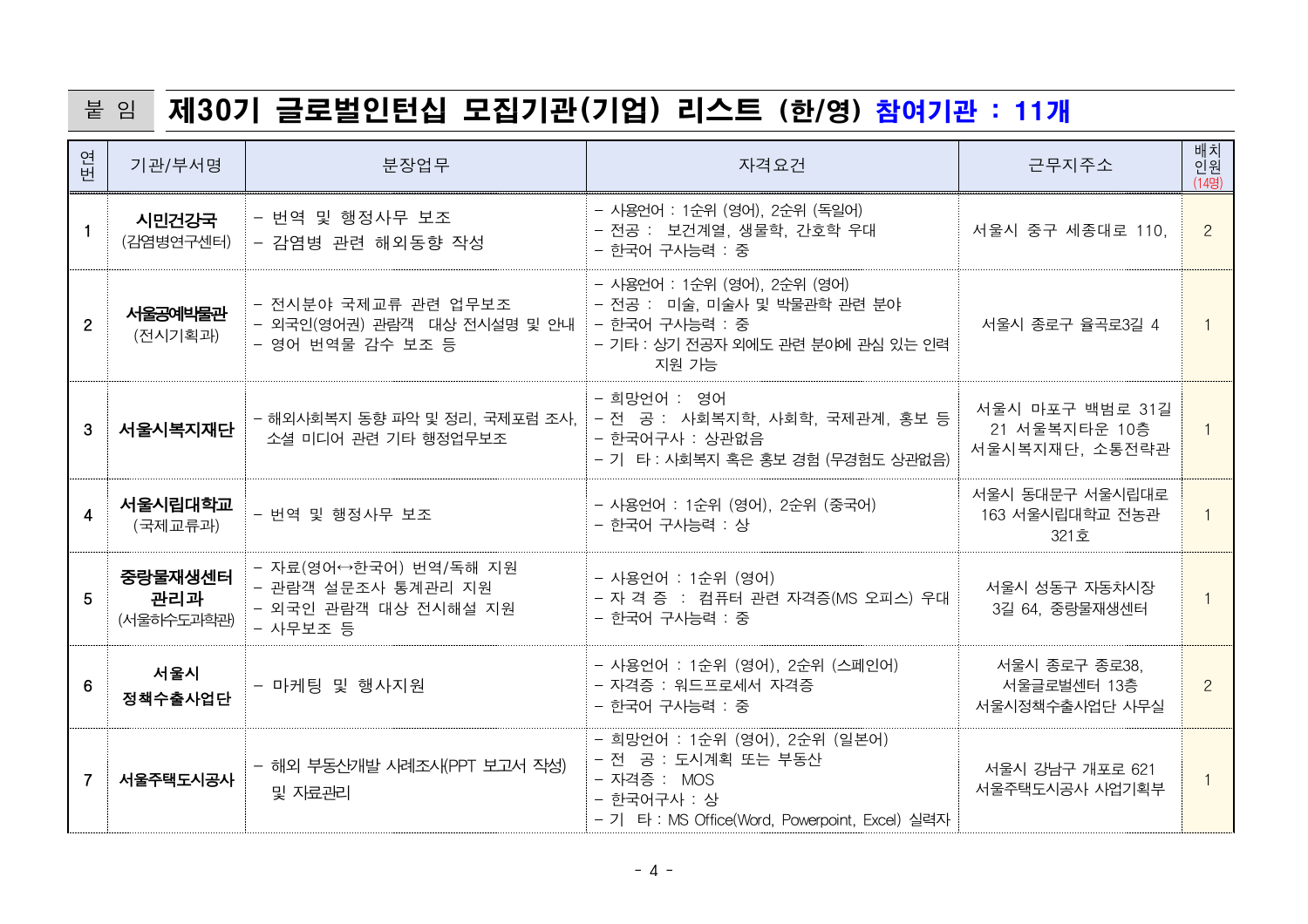붙 임 **제30기 글로벌인턴십 모집기관(기업) 리스트 (한/영) 참여기관 : 11개**

| 연번 | 기관/부서명 | 분장업무 | 자격요건 | 근무지주소 | 배치인원 (14명) |
|---|---|---|---|---|---|
| 1 | **시민건강국** (감염병연구센터) | - 번역 및 행정사무 보조<br>- 감염병 관련 해외동향 작성 | - 사용언어 : 1순위 (영어), 2순위 (독일어)<br>- 전공 : 보건계열, 생물학, 간호학 우대<br>- 한국어 구사능력 : 중 | 서울시 중구 세종대로 110, | 2 |
| 2 | **서울공예박물관** (전시기획과) | - 전시분야 국제교류 관련 업무보조<br>- 외국인(영어권) 관람객 대상 전시설명 및 안내<br>- 영어 번역물 감수 보조 등 | - 사용언어 : 1순위 (영어), 2순위 (영어)<br>- 전공 : 미술, 미술사 및 박물관학 관련 분야<br>- 한국어 구사능력 : 중<br>- 기타 : 상기 전공자 외에도 관련 분야에 관심 있는 인력 지원 가능 | 서울시 종로구 율곡로3길 4 | 1 |
| 3 | **서울시복지재단** | - 해외사회복지 동향 파악 및 정리, 국제포럼 조사, 소셜 미디어 관련 기타 행정업무보조 | - 희망언어 : 영어<br>- 전 공 : 사회복지학, 사회학, 국제관계, 홍보 등<br>- 한국어구사 : 상관없음<br>- 기 타 : 사회복지 혹은 홍보 경험 (무경험도 상관없음) | 서울시 마포구 백범로 31길 21 서울복지타운 10층 서울시복지재단, 소통전략관 | 1 |
| 4 | **서울시립대학교** (국제교류과) | - 번역 및 행정사무 보조 | - 사용언어 : 1순위 (영어), 2순위 (중국어)<br>- 한국어 구사능력 : 상 | 서울시 동대문구 서울시립대로 163 서울시립대학교 전농관 321호 | 1 |
| 5 | **중랑물재생센터 관리과** (서울하수도과학관) | - 자료(영어↔한국어) 번역/독해 지원<br>- 관람객 설문조사 통계관리 지원<br>- 외국인 관람객 대상 전시해설 지원<br>- 사무보조 등 | - 사용언어 : 1순위 (영어)<br>- 자 격 증 : 컴퓨터 관련 자격증(MS 오피스) 우대<br>- 한국어 구사능력 : 중 | 서울시 성동구 자동차시장 3길 64, 중랑물재생센터 | 1 |
| 6 | **서울시 정책수출사업단** | - 마케팅 및 행사지원 | - 사용언어 : 1순위 (영어), 2순위 (스페인어)<br>- 자격증 : 워드프로세서 자격증<br>- 한국어 구사능력 : 중 | 서울시 종로구 종로38, 서울글로벌센터 13층 서울시정책수출사업단 사무실 | 2 |
| 7 | **서울주택도시공사** | - 해외 부동산개발 사례조사(PPT 보고서 작성) 및 자료관리 | - 희망언어 : 1순위 (영어), 2순위 (일본어)<br>- 전 공 : 도시계획 또는 부동산<br>- 자격증 : MOS<br>- 한국어구사 : 상<br>- 기 타 : MS Office(Word, Powerpoint, Excel) 실력자 | 서울시 강남구 개포로 621 서울주택도시공사 사업기획부 | 1 |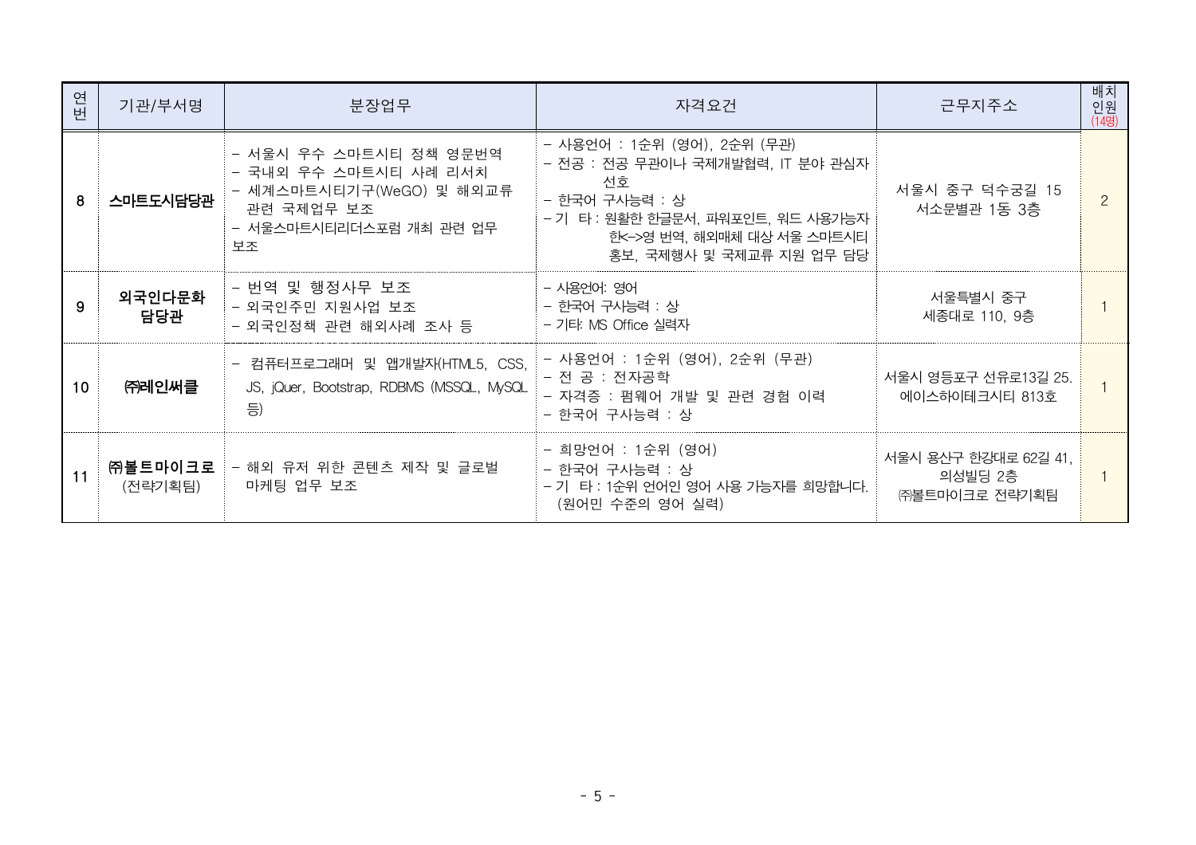| 연번 | 기관/부서명 | 분장업무 | 자격요건 | 근무지주소 | 배치인원 (14명) |
|---|---|---|---|---|---|
| 8 | **스마트도시담당관** | - 서울시 우수 스마트시티 정책 영문번역<br>- 국내외 우수 스마트시티 사례 리서치<br>- 세계스마트시티기구(WeGO) 및 해외교류 관련 국제업무 보조<br>- 서울스마트시티리더스포럼 개최 관련 업무 보조 | - 사용언어 : 1순위 (영어), 2순위 (무관)<br>- 전공 : 전공 무관이나 국제개발협력, IT 분야 관심자 선호<br>- 한국어 구사능력 : 상<br>- 기 타 : 원활한 한글문서, 파워포인트, 워드 사용가능자 한<->영 번역, 해외매체 대상 서울 스마트시티 홍보, 국제행사 및 국제교류 지원 업무 담당 | 서울시 중구 덕수궁길 15 서소문별관 1동 3층 | 2 |
| 9 | **외국인다문화담당관** | - 번역 및 행정사무 보조<br>- 외국인주민 지원사업 보조<br>- 외국인정책 관련 해외사례 조사 등 | - 사용언어: 영어<br>- 한국어 구사능력 : 상<br>- 기타: MS Office 실력자 | 서울특별시 중구 세종대로 110, 9층 | 1 |
| 10 | **㈜레인써클** | - 컴퓨터프로그래머 및 앱개발자(HTML5, CSS, JS, jQuer, Bootstrap, RDBMS (MSSQL, MySQL 등) | - 사용언어 : 1순위 (영어), 2순위 (무관)<br>- 전 공 : 전자공학<br>- 자격증 : 펌웨어 개발 및 관련 경험 이력<br>- 한국어 구사능력 : 상 | 서울시 영등포구 선유로13길 25. 에이스하이테크시티 813호 | 1 |
| 11 | **㈜볼트마이크로** (전략기획팀) | - 해외 유저 위한 콘텐츠 제작 및 글로벌 마케팅 업무 보조 | - 희망언어 : 1순위 (영어)<br>- 한국어 구사능력 : 상<br>- 기 타 : 1순위 언어인 영어 사용 가능자를 희망합니다. (원어민 수준의 영어 실력) | 서울시 용산구 한강대로 62길 41, 의성빌딩 2층 ㈜볼트마이크로 전략기획팀 | 1 |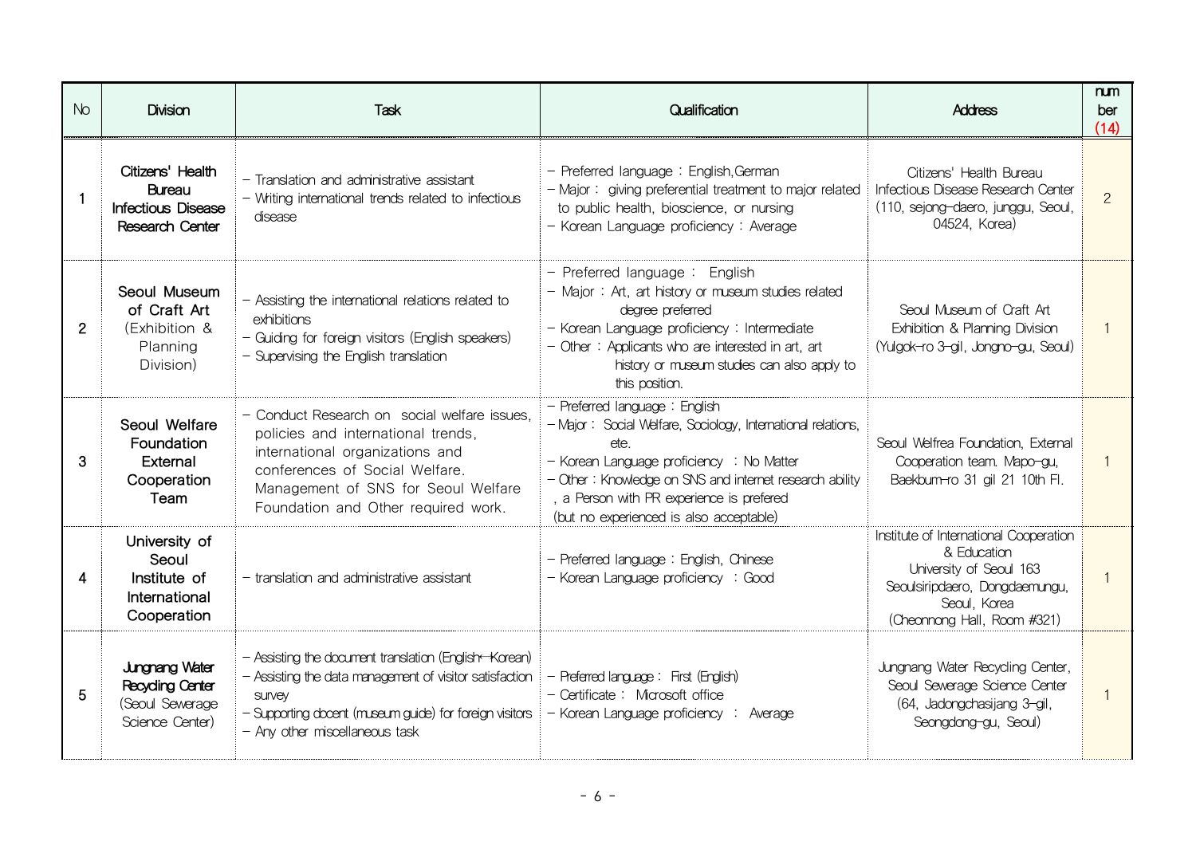| No | Division | Task | Qualification | Address | number (14) |
|---|---|---|---|---|---|
| 1 | Citizens' Health Bureau Infectious Disease Research Center | - Translation and administrative assistant<br>- Writing international trends related to infectious disease | - Preferred language : English,German<br>- Major : giving preferential treatment to major related to public health, bioscience, or nursing<br>- Korean Language proficiency : Average | Citizens' Health Bureau Infectious Disease Research Center (110, sejong-daero, junggu, Seoul, 04524, Korea) | 2 |
| 2 | Seoul Museum of Craft Art (Exhibition & Planning Division) | - Assisting the international relations related to exhibitions<br>- Guiding for foreign visitors (English speakers)<br>- Supervising the English translation | - Preferred language : English<br>- Major : Art, art history or museum studies related degree preferred<br>- Korean Language proficiency : Intermediate<br>- Other : Applicants who are interested in art, art history or museum studies can also apply to this position. | Seoul Museum of Craft Art Exhibition & Planning Division (Yulgok-ro 3-gil, Jongno-gu, Seoul) | 1 |
| 3 | Seoul Welfare Foundation External Cooperation Team | - Conduct Research on social welfare issues, policies and international trends, international organizations and conferences of Social Welfare. Management of SNS for Seoul Welfare Foundation and Other required work. | - Preferred language : English<br>- Major : Social Welfare, Sociology, International relations, ete.<br>- Korean Language proficiency : No Matter<br>- Other : Knowledge on SNS and internet research ability , a Person with PR experience is prefered (but no experienced is also acceptable) | Seoul Welfrea Foundation, External Cooperation team. Mapo-gu, Baekbum-ro 31 gil 21 10th Fl. | 1 |
| 4 | University of Seoul Institute of International Cooperation | - translation and administrative assistant | - Preferred language : English, Chinese<br>- Korean Language proficiency : Good | Institute of International Cooperation & Education University of Seoul 163 Seoulsiripdaero, Dongdaemungu, Seoul, Korea (Cheonnong Hall, Room #321) | 1 |
| 5 | Jungnang Water Recycling Center (Seoul Sewerage Science Center) | - Assisting the document translation (English↔Korean)<br>- Assisting the data management of visitor satisfaction survey<br>- Supporting docent (museum guide) for foreign visitors<br>- Any other miscellaneous task | - Preferred language : First (English)<br>- Certificate : Microsoft office<br>- Korean Language proficiency : Average | Jungnang Water Recycling Center, Seoul Sewerage Science Center (64, Jadongchasijang 3-gil, Seongdong-gu, Seoul) | 1 |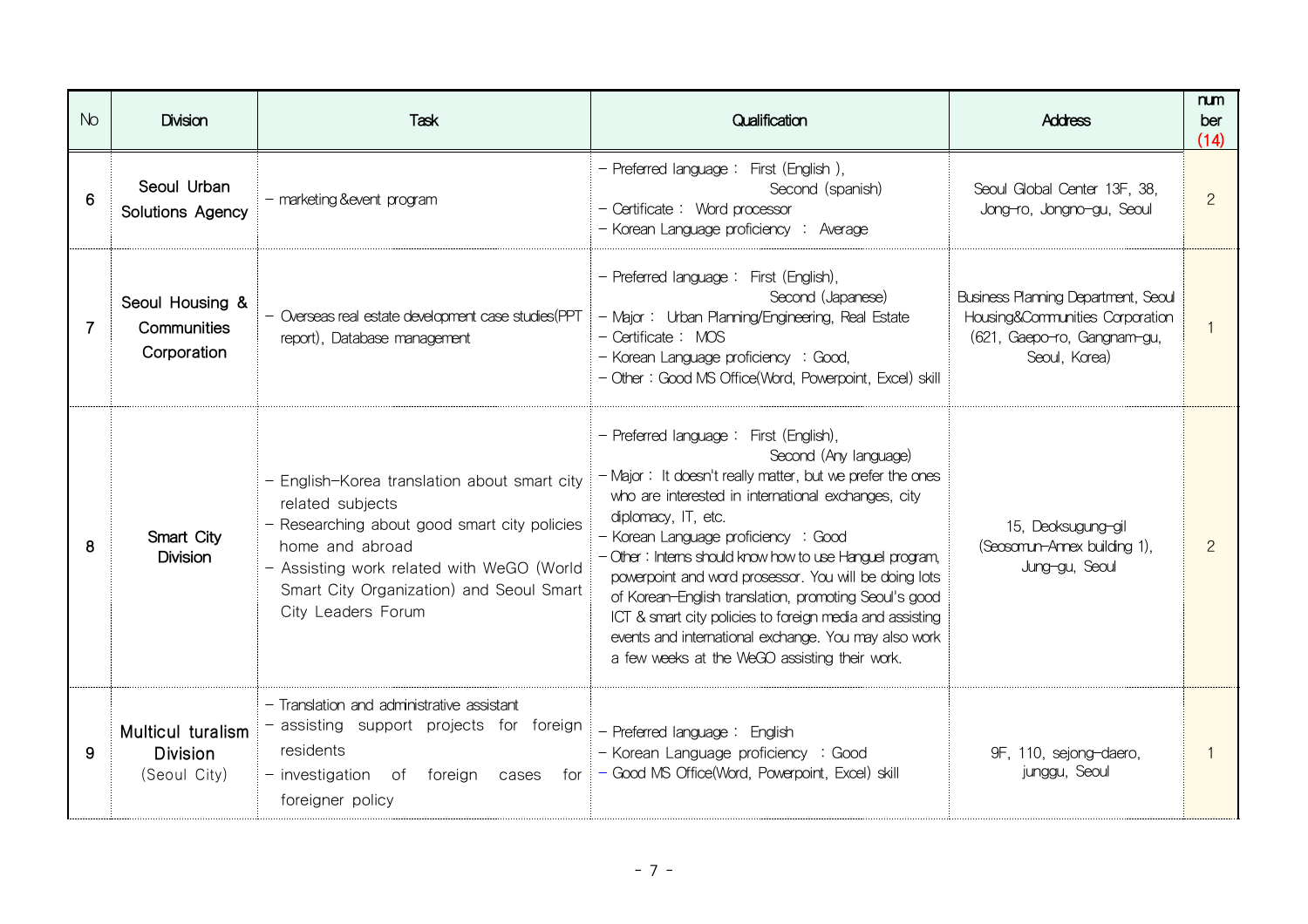| No | Division | Task | Qualification | Address | number (14) |
|---|---|---|---|---|---|
| 6 | Seoul Urban Solutions Agency | - marketing &event program | - Preferred language : First (English ), Second (spanish)<br>- Certificate : Word processor<br>- Korean Language proficiency : Average | Seoul Global Center 13F, 38, Jong-ro, Jongno-gu, Seoul | 2 |
| 7 | Seoul Housing & Communities Corporation | - Overseas real estate development case studies(PPT report), Database management | - Preferred language : First (English), Second (Japanese)<br>- Major : Urban Planning/Engineering, Real Estate<br>- Certificate : MOS<br>- Korean Language proficiency : Good,<br>- Other : Good MS Office(Word, Powerpoint, Excel) skill | Business Planning Department, Seoul Housing&Communities Corporation (621, Gaepo-ro, Gangnam-gu, Seoul, Korea) | 1 |
| 8 | Smart City Division | - English-Korea translation about smart city related subjects<br>- Researching about good smart city policies home and abroad<br>- Assisting work related with WeGO (World Smart City Organization) and Seoul Smart City Leaders Forum | - Preferred language : First (English), Second (Any language)<br>- Major : It doesn't really matter, but we prefer the ones who are interested in international exchanges, city diplomacy, IT, etc.<br>- Korean Language proficiency : Good<br>- Other : Interns should know how to use Hanguel program, powerpoint and word prosessor. You will be doing lots of Korean-English translation, promoting Seoul's good ICT & smart city policies to foreign media and assisting events and international exchange. You may also work a few weeks at the WeGO assisting their work. | 15, Deoksugung-gil (Seosomun-Annex building 1), Jung-gu, Seoul | 2 |
| 9 | Multicul turalism Division (Seoul City) | - Translation and administrative assistant<br>- assisting support projects for foreign residents<br>- investigation of foreign cases for foreigner policy | - Preferred language : English<br>- Korean Language proficiency : Good<br>- Good MS Office(Word, Powerpoint, Excel) skill | 9F, 110, sejong-daero, junggu, Seoul | 1 |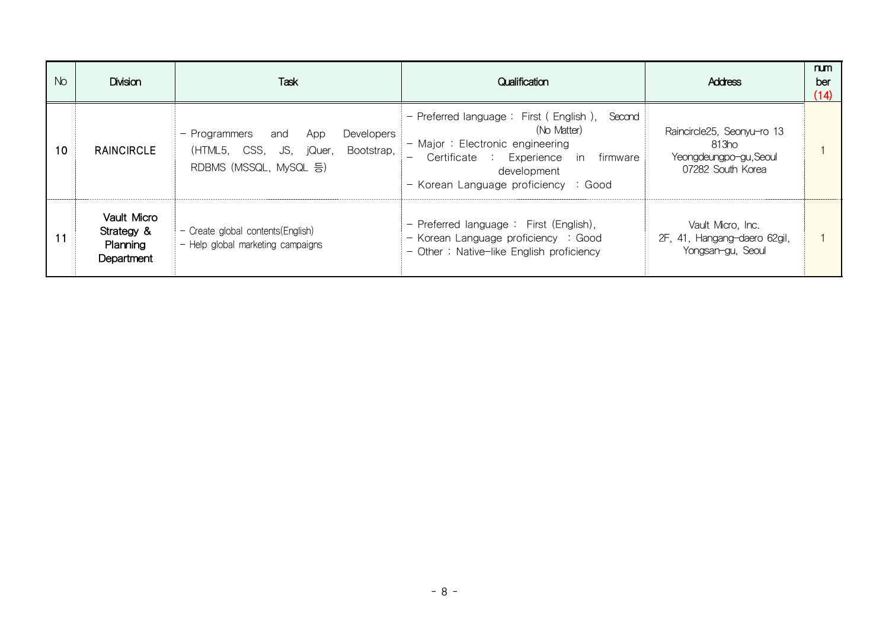| No | Division | Task | Qualification | Address | number (14) |
|---|---|---|---|---|---|
| 10 | RAINCIRCLE | - Programmers and App Developers (HTML5, CSS, JS, jQuer, Bootstrap, RDBMS (MSSQL, MySQL 등) | - Preferred language : First ( English ), Second (No Matter)<br>- Major : Electronic engineering<br>- Certificate : Experience in firmware development<br>- Korean Language proficiency : Good | Raincircle25, Seonyu-ro 13 813ho Yeongdeungpo-gu,Seoul 07282 South Korea | 1 |
| 11 | Vault Micro Strategy & Planning Department | - Create global contents(English)<br>- Help global marketing campaigns | - Preferred language : First (English),<br>- Korean Language proficiency : Good<br>- Other : Native-like English proficiency | Vault Micro, Inc. 2F, 41, Hangang-daero 62gil, Yongsan-gu, Seoul | 1 |